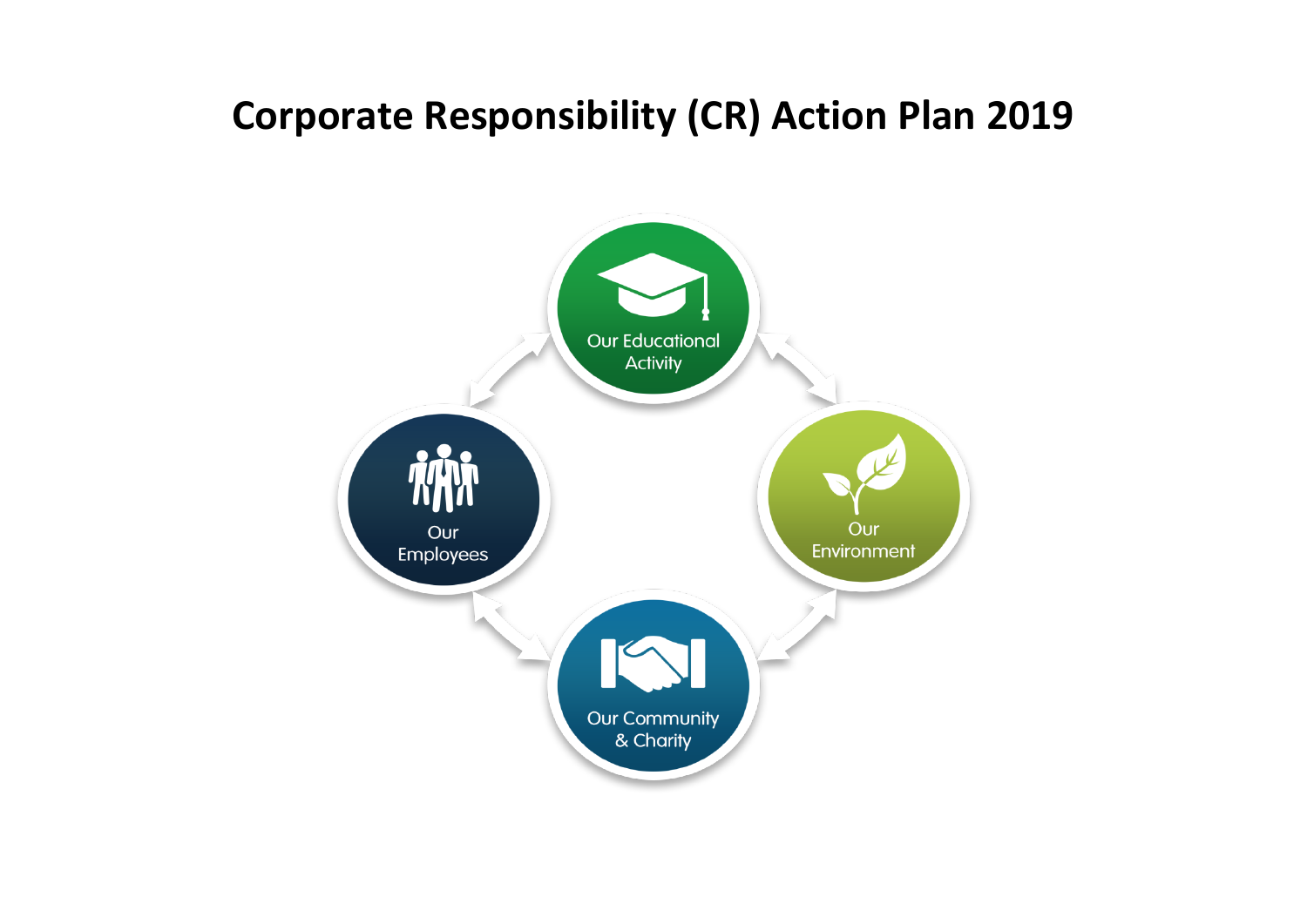# Corporate Responsibility (CR) Action Plan 2019

Our Educational Activity

Our Environment

Our Community & Charity

Our Employees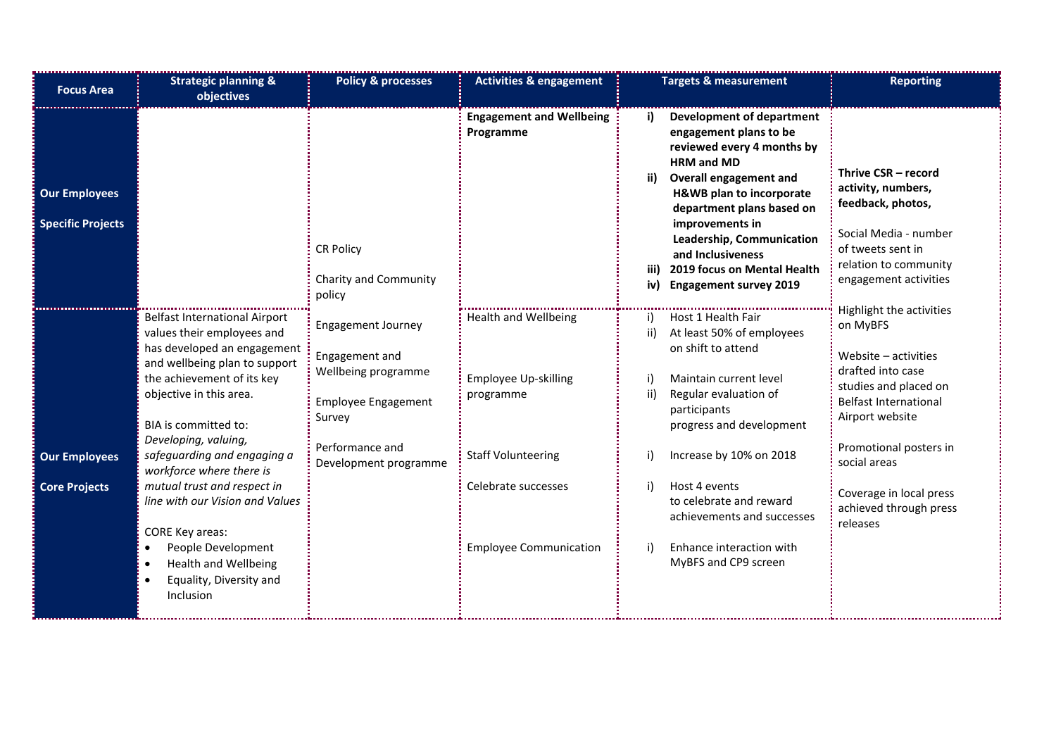| Focus Area | Strategic planning & objectives | Policy & processes | Activities & engagement | Targets & measurement | Reporting |
|---|---|---|---|---|---|
| **Our Employees**<br><br>**Specific Projects** | | CR Policy<br><br>Charity and Community policy<br><br>Engagement Journey<br><br>Engagement and Wellbeing programme<br><br>Employee Engagement Survey<br><br>Performance and Development programme | **Engagement and Wellbeing Programme** | **i) Development of department engagement plans to be reviewed every 4 months by HRM and MD**<br>**ii) Overall engagement and H&WB plan to incorporate department plans based on improvements in Leadership, Communication and Inclusiveness**<br>**iii) 2019 focus on Mental Health**<br>**iv) Engagement survey 2019** | **Thrive CSR – record activity, numbers, feedback, photos,**<br><br>Social Media - number of tweets sent in relation to community engagement activities<br><br>Highlight the activities on MyBFS<br><br>Website – activities drafted into case studies and placed on Belfast International Airport website<br><br>Promotional posters in social areas<br><br>Coverage in local press achieved through press releases |
| **Our Employees**<br><br>**Core Projects** | Belfast International Airport values their employees and has developed an engagement and wellbeing plan to support the achievement of its key objective in this area.<br><br>BIA is committed to: *Developing, valuing, safeguarding and engaging a workforce where there is mutual trust and respect in line with our Vision and Values*<br><br>CORE Key areas:<br>• People Development<br>• Health and Wellbeing<br>• Equality, Diversity and Inclusion | | Health and Wellbeing<br><br>Employee Up-skilling programme<br><br>Staff Volunteering<br><br>Celebrate successes<br><br>Employee Communication | i) Host 1 Health Fair<br>ii) At least 50% of employees on shift to attend<br><br>i) Maintain current level<br>ii) Regular evaluation of participants progress and development<br><br>i) Increase by 10% on 2018<br><br>i) Host 4 events to celebrate and reward achievements and successes<br><br>i) Enhance interaction with MyBFS and CP9 screen | |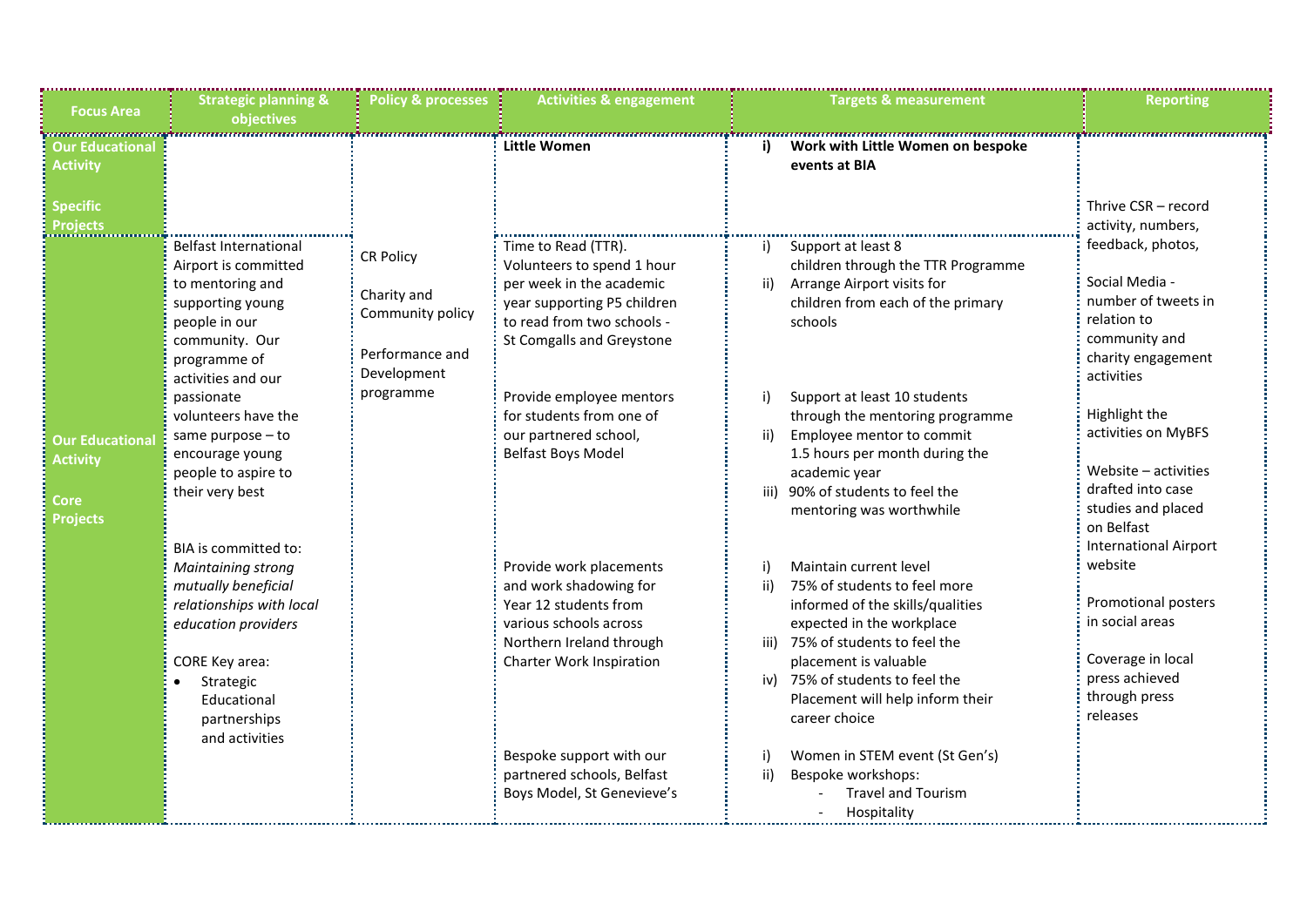| Focus Area | Strategic planning & objectives | Policy & processes | Activities & engagement | Targets & measurement | Reporting |
|---|---|---|---|---|---|
| **Our Educational Activity**<br><br>**Specific Projects** | | | **Little Women** | **i) Work with Little Women on bespoke events at BIA** | Thrive CSR – record activity, numbers, feedback, photos,<br><br>Social Media - number of tweets in relation to community and charity engagement activities<br><br>Highlight the activities on MyBFS<br><br>Website – activities drafted into case studies and placed on Belfast International Airport website<br><br>Promotional posters in social areas<br><br>Coverage in local press achieved through press releases |
| **Our Educational Activity**<br><br>**Core Projects** | Belfast International Airport is committed to mentoring and supporting young people in our community. Our programme of activities and our passionate volunteers have the same purpose – to encourage young people to aspire to their very best<br><br>BIA is committed to: *Maintaining strong mutually beneficial relationships with local education providers*<br><br>CORE Key area:<br>• Strategic Educational partnerships and activities | CR Policy<br><br>Charity and Community policy<br><br>Performance and Development programme | Time to Read (TTR). Volunteers to spend 1 hour per week in the academic year supporting P5 children to read from two schools - St Comgalls and Greystone<br><br>Provide employee mentors for students from one of our partnered school, Belfast Boys Model<br><br>Provide work placements and work shadowing for Year 12 students from various schools across Northern Ireland through Charter Work Inspiration<br><br>Bespoke support with our partnered schools, Belfast Boys Model, St Genevieve's | i) Support at least 8 children through the TTR Programme<br>ii) Arrange Airport visits for children from each of the primary schools<br><br>i) Support at least 10 students through the mentoring programme<br>ii) Employee mentor to commit 1.5 hours per month during the academic year<br>iii) 90% of students to feel the mentoring was worthwhile<br><br>i) Maintain current level<br>ii) 75% of students to feel more informed of the skills/qualities expected in the workplace<br>iii) 75% of students to feel the placement is valuable<br>iv) 75% of students to feel the Placement will help inform their career choice<br><br>i) Women in STEM event (St Gen's)<br>ii) Bespoke workshops:<br>- Travel and Tourism<br>- Hospitality | |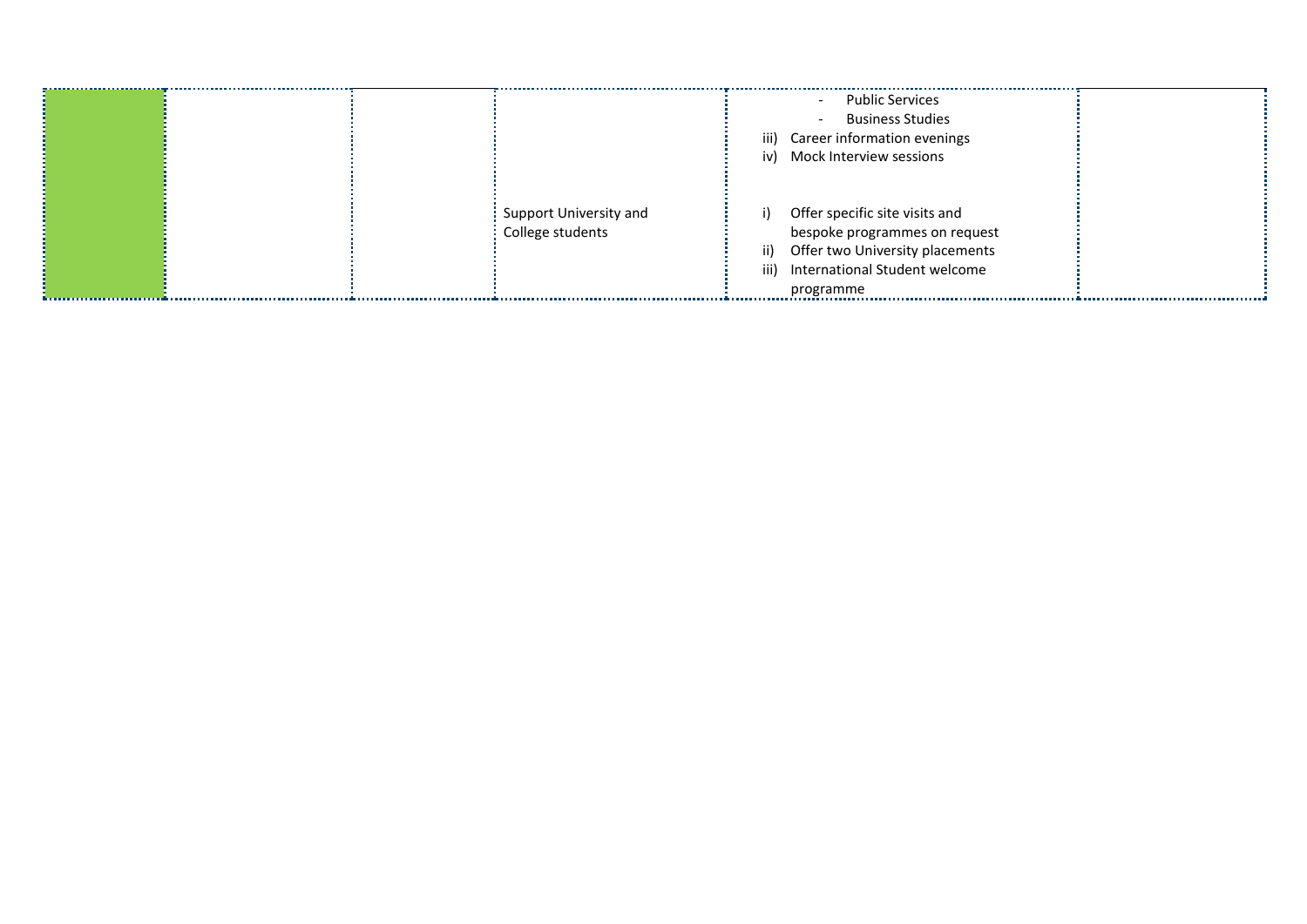|  |  |  |  |  |  |
|---|---|---|---|---|---|
|  |  |  |  | - Public Services<br>- Business Studies<br>iii) Career information evenings<br>iv) Mock Interview sessions |  |
|  |  |  | Support University and College students | i) Offer specific site visits and bespoke programmes on request<br>ii) Offer two University placements<br>iii) International Student welcome programme |  |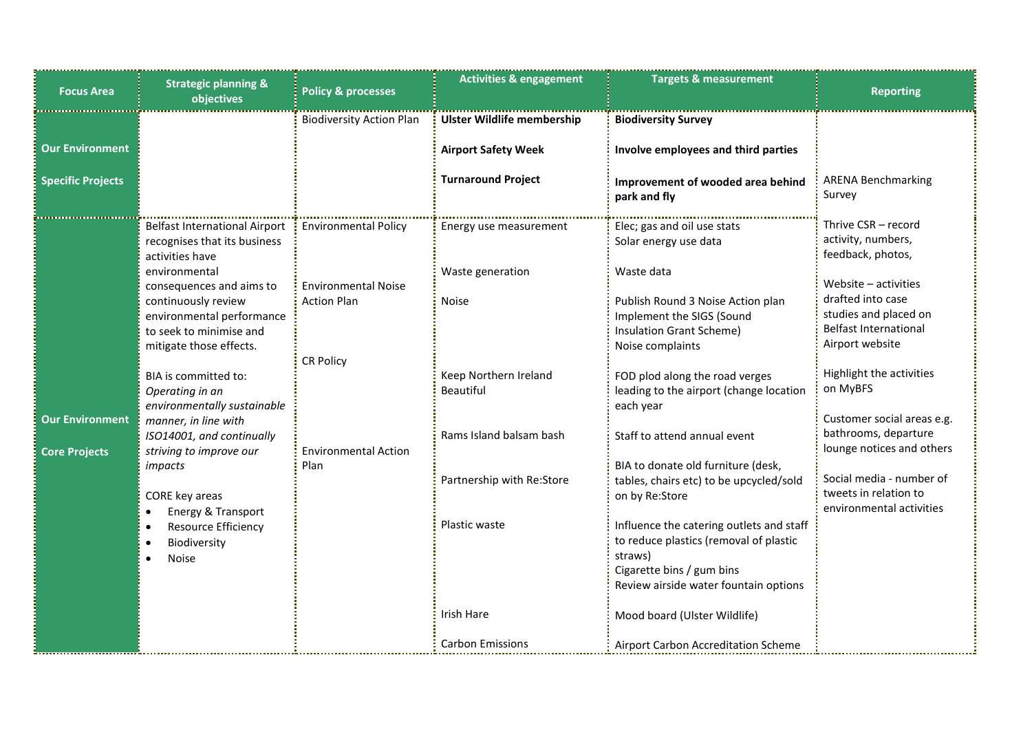| Focus Area | Strategic planning & objectives | Policy & processes | Activities & engagement | Targets & measurement | Reporting |
|---|---|---|---|---|---|
| **Our Environment**<br><br>**Specific Projects** | | Biodiversity Action Plan | **Ulster Wildlife membership**<br><br>**Airport Safety Week**<br><br>**Turnaround Project** | **Biodiversity Survey**<br><br>**Involve employees and third parties**<br><br>**Improvement of wooded area behind park and fly** | ARENA Benchmarking Survey |
| **Our Environment**<br><br>**Core Projects** | Belfast International Airport recognises that its business activities have environmental consequences and aims to continuously review environmental performance to seek to minimise and mitigate those effects.<br><br>BIA is committed to: *Operating in an environmentally sustainable manner, in line with ISO14001, and continually striving to improve our impacts*<br><br>CORE key areas<br>• Energy & Transport<br>• Resource Efficiency<br>• Biodiversity<br>• Noise | Environmental Policy<br><br>Environmental Noise Action Plan<br><br>CR Policy<br><br>Environmental Action Plan | Energy use measurement<br><br>Waste generation<br><br>Noise<br><br>Keep Northern Ireland Beautiful<br><br>Rams Island balsam bash<br><br>Partnership with Re:Store<br><br>Plastic waste<br><br>Irish Hare<br><br>Carbon Emissions | Elec; gas and oil use stats<br>Solar energy use data<br><br>Waste data<br><br>Publish Round 3 Noise Action plan<br>Implement the SIGS (Sound Insulation Grant Scheme)<br>Noise complaints<br><br>FOD plod along the road verges leading to the airport (change location each year<br><br>Staff to attend annual event<br><br>BIA to donate old furniture (desk, tables, chairs etc) to be upcycled/sold on by Re:Store<br><br>Influence the catering outlets and staff to reduce plastics (removal of plastic straws)<br>Cigarette bins / gum bins<br>Review airside water fountain options<br><br>Mood board (Ulster Wildlife)<br><br>Airport Carbon Accreditation Scheme | Thrive CSR – record activity, numbers, feedback, photos,<br><br>Website – activities drafted into case studies and placed on Belfast International Airport website<br><br>Highlight the activities on MyBFS<br><br>Customer social areas e.g. bathrooms, departure lounge notices and others<br><br>Social media - number of tweets in relation to environmental activities |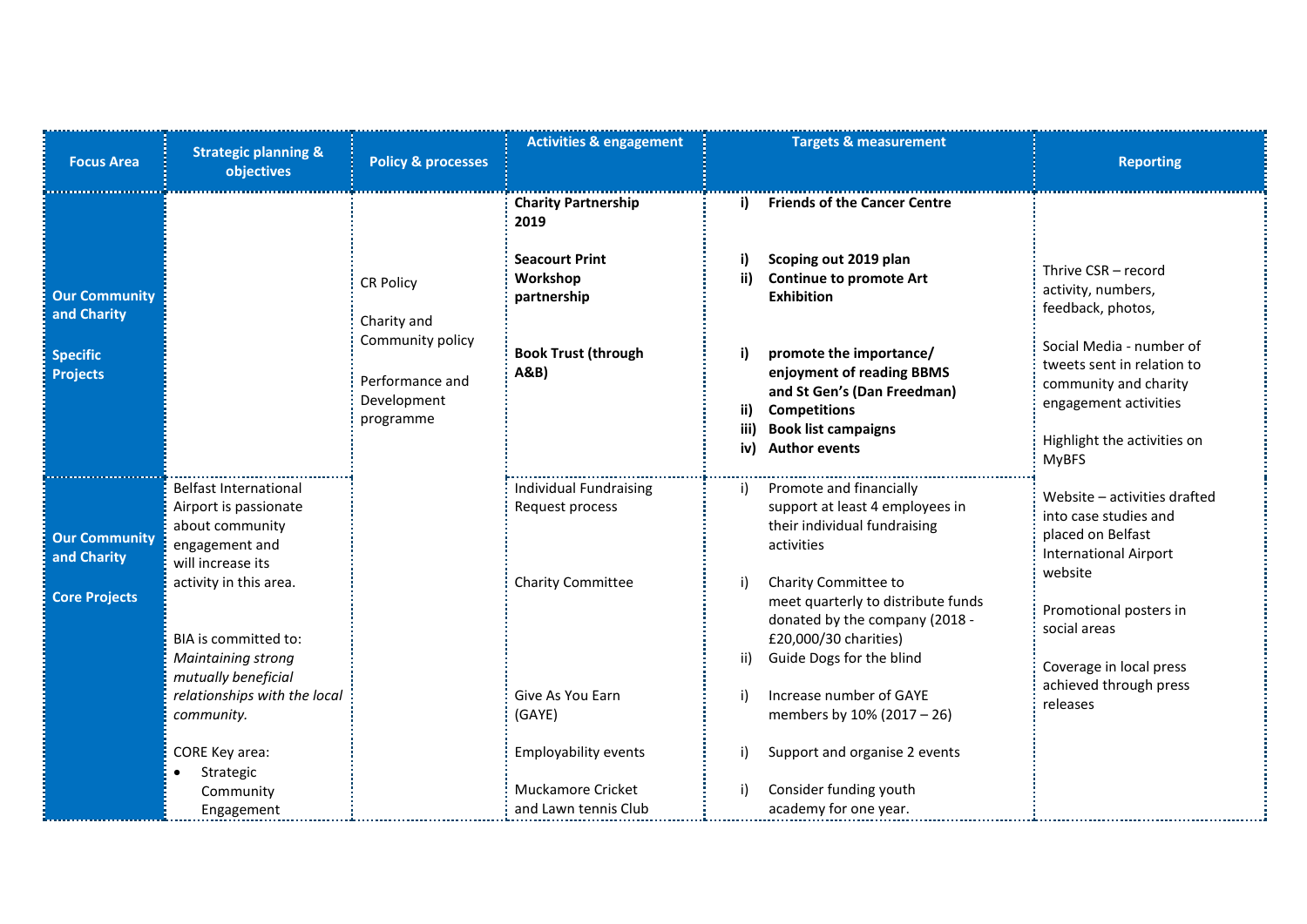| Focus Area | Strategic planning & objectives | Policy & processes | Activities & engagement | Targets & measurement | Reporting |
|---|---|---|---|---|---|
| **Our Community and Charity**<br><br>**Specific Projects** | | CR Policy<br><br>Charity and Community policy<br><br>Performance and Development programme | **Charity Partnership 2019**<br><br>**Seacourt Print Workshop partnership**<br><br>**Book Trust (through A&B)** | **i) Friends of the Cancer Centre**<br><br>**i) Scoping out 2019 plan**<br>**ii) Continue to promote Art Exhibition**<br><br>**i) promote the importance/ enjoyment of reading BBMS and St Gen's (Dan Freedman)**<br>**ii) Competitions**<br>**iii) Book list campaigns**<br>**iv) Author events** | Thrive CSR – record activity, numbers, feedback, photos,<br><br>Social Media - number of tweets sent in relation to community and charity engagement activities<br><br>Highlight the activities on MyBFS<br><br>Website – activities drafted into case studies and placed on Belfast International Airport website<br><br>Promotional posters in social areas<br><br>Coverage in local press achieved through press releases |
| **Our Community and Charity**<br><br>**Core Projects** | Belfast International Airport is passionate about community engagement and will increase its activity in this area.<br><br>BIA is committed to:<br>*Maintaining strong mutually beneficial relationships with the local community.*<br><br>CORE Key area:<br>• Strategic Community Engagement | | Individual Fundraising Request process<br><br>Charity Committee<br><br>Give As You Earn (GAYE)<br><br>Employability events<br><br>Muckamore Cricket and Lawn tennis Club | i) Promote and financially support at least 4 employees in their individual fundraising activities<br><br>i) Charity Committee to meet quarterly to distribute funds donated by the company (2018 - £20,000/30 charities)<br>ii) Guide Dogs for the blind<br><br>i) Increase number of GAYE members by 10% (2017 – 26)<br><br>i) Support and organise 2 events<br><br>i) Consider funding youth academy for one year. | |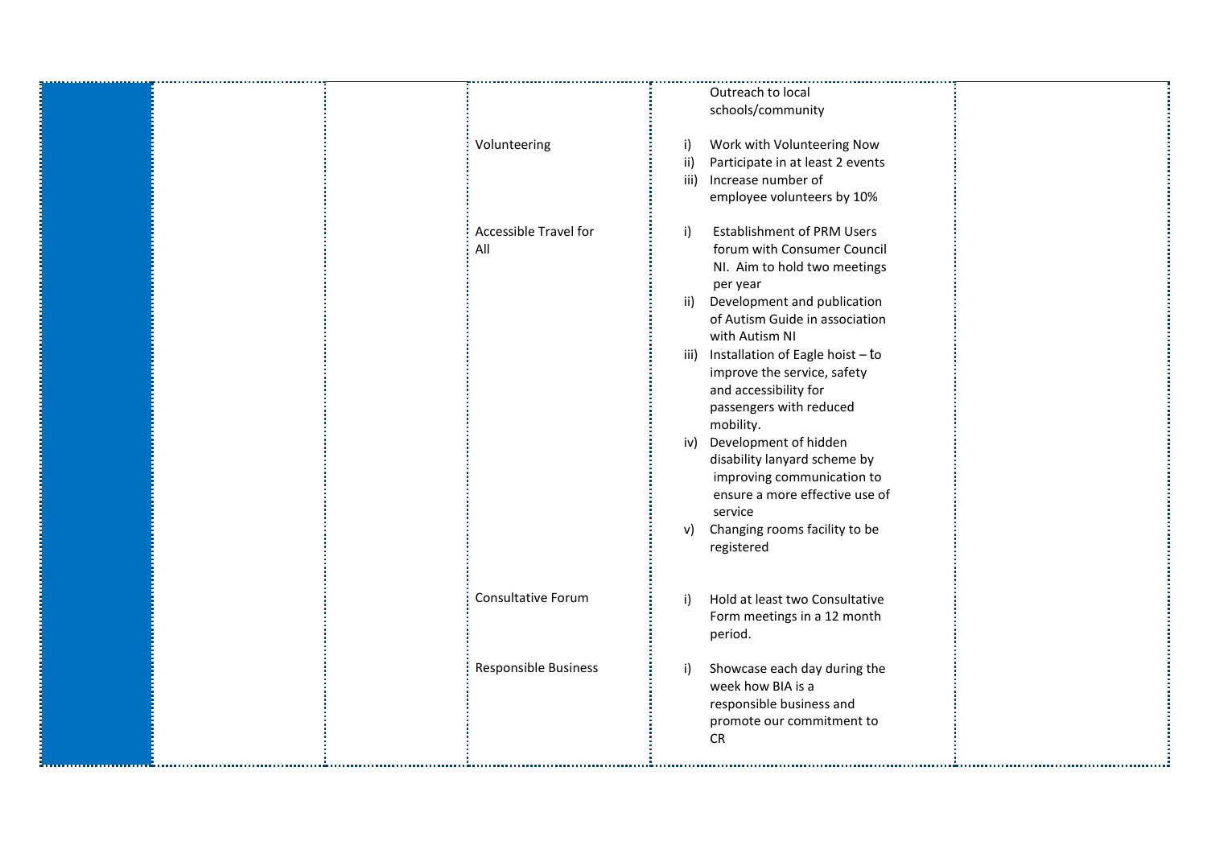|  |  |  |  |  |  |
|---|---|---|---|---|---|
|  |  |  |  | Outreach to local schools/community |  |
|  |  |  | Volunteering | i) Work with Volunteering Now<br>ii) Participate in at least 2 events<br>iii) Increase number of employee volunteers by 10% |  |
|  |  |  | Accessible Travel for All | i) Establishment of PRM Users forum with Consumer Council NI. Aim to hold two meetings per year<br>ii) Development and publication of Autism Guide in association with Autism NI<br>iii) Installation of Eagle hoist – to improve the service, safety and accessibility for passengers with reduced mobility.<br>iv) Development of hidden disability lanyard scheme by improving communication to ensure a more effective use of service<br>v) Changing rooms facility to be registered |  |
|  |  |  | Consultative Forum | i) Hold at least two Consultative Form meetings in a 12 month period. |  |
|  |  |  | Responsible Business | i) Showcase each day during the week how BIA is a responsible business and promote our commitment to CR |  |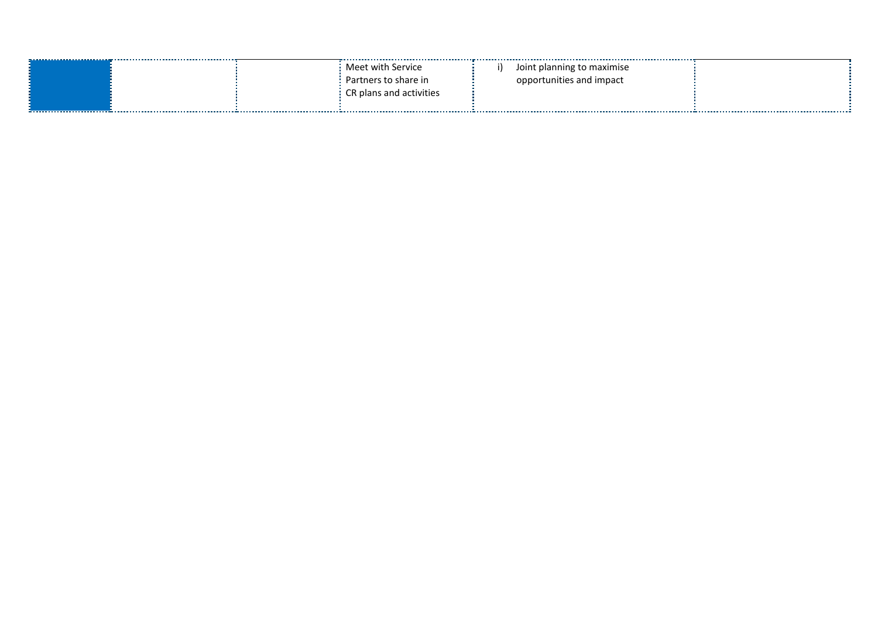| | | | | | |
|---|---|---|---|---|---|
| | | | Meet with Service Partners to share in CR plans and activities | i) Joint planning to maximise opportunities and impact | |